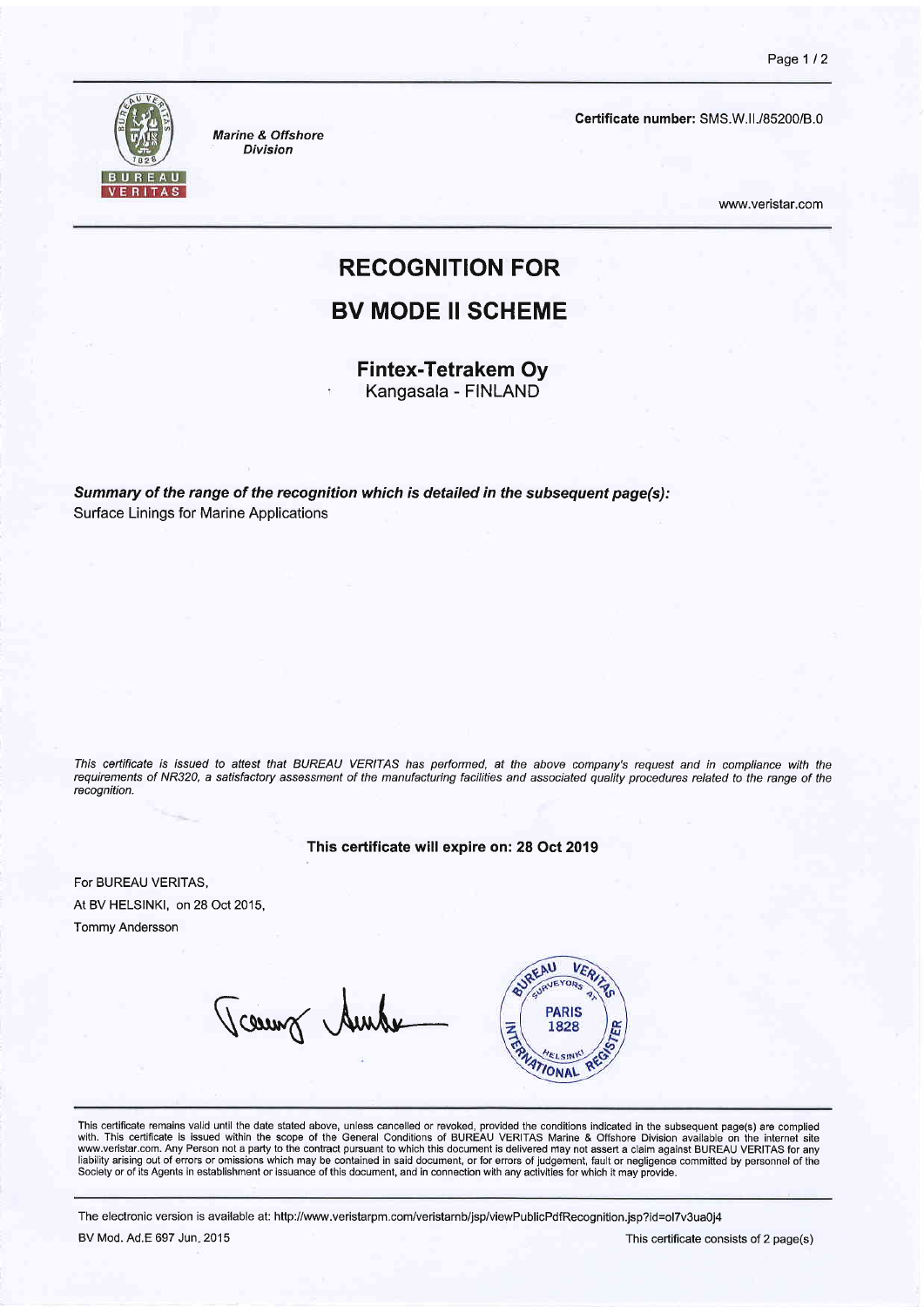Marine & Offshore Division

**Certificate number:** SMS.W.II./85200/B.0

www.veristar.com

# RECOGNITION FOR

# BV MODE II SCHEME

**Fintex-Tetrakem Oy**
Kangasala - FINLAND

***Summary of the range of the recognition which is detailed in the subsequent page(s):***
Surface Linings for Marine Applications

*This certificate is issued to attest that BUREAU VERITAS has performed, at the above company's request and in compliance with the requirements of NR320, a satisfactory assessment of the manufacturing facilities and associated quality procedures related to the range of the recognition.*

**This certificate will expire on: 28 Oct 2019**

For BUREAU VERITAS,
At BV HELSINKI, on 28 Oct 2015,
Tommy Andersson

This certificate remains valid until the date stated above, unless cancelled or revoked, provided the conditions indicated in the subsequent page(s) are complied with. This certificate is issued within the scope of the General Conditions of BUREAU VERITAS Marine & Offshore Division available on the internet site www.veristar.com. Any Person not a party to the contract pursuant to which this document is delivered may not assert a claim against BUREAU VERITAS for any liability arising out of errors or omissions which may be contained in said document, or for errors of judgement, fault or negligence committed by personnel of the Society or of its Agents in establishment or issuance of this document, and in connection with any activities for which it may provide.

The electronic version is available at: http://www.veristarpm.com/veristarnb/jsp/viewPublicPdfRecognition.jsp?id=ol7v3ua0j4

BV Mod. Ad.E 697 Jun. 2015

This certificate consists of 2 page(s)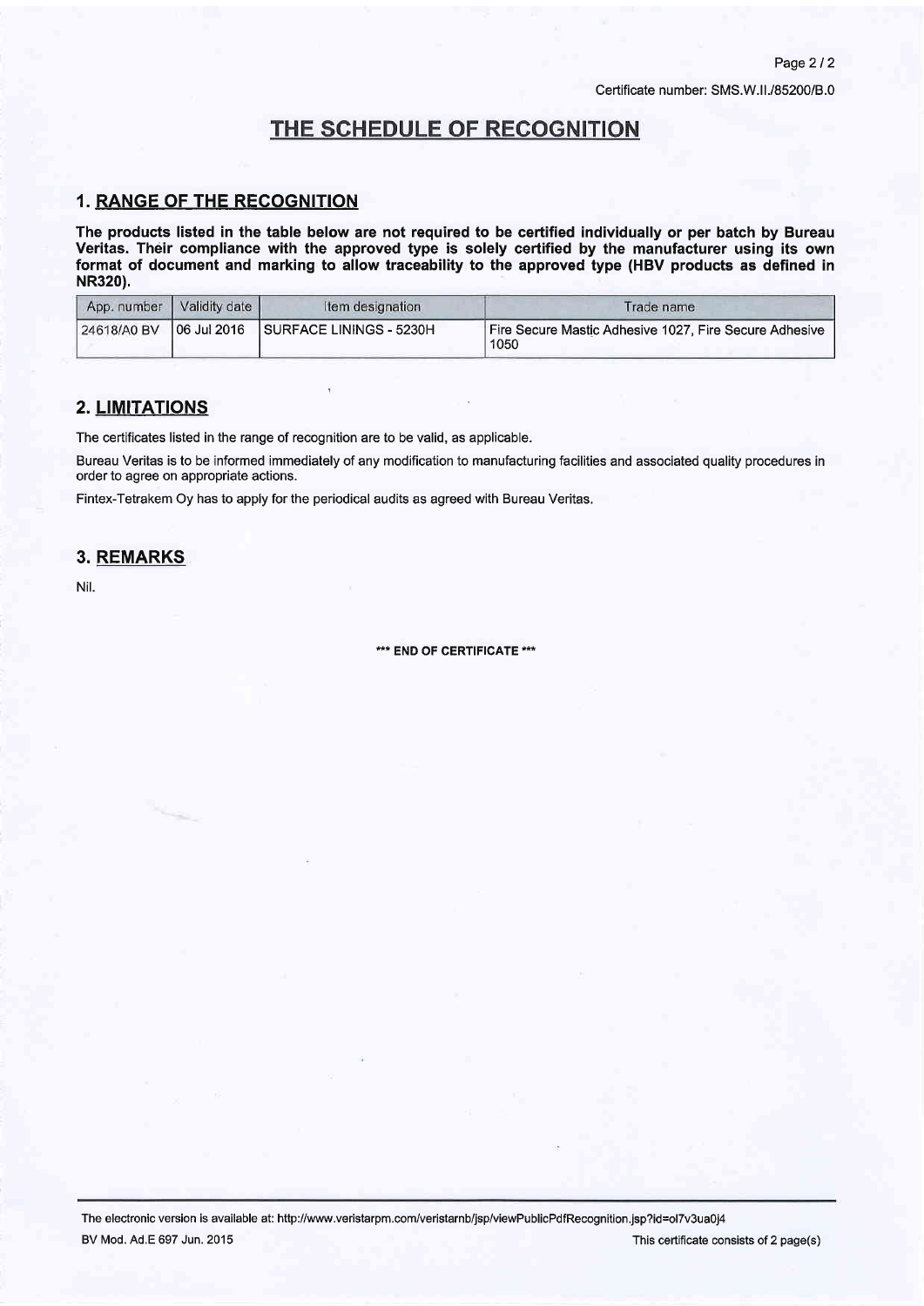Certificate number: SMS.W.II./85200/B.0

# THE SCHEDULE OF RECOGNITION

## 1. RANGE OF THE RECOGNITION

**The products listed in the table below are not required to be certified individually or per batch by Bureau Veritas. Their compliance with the approved type is solely certified by the manufacturer using its own format of document and marking to allow traceability to the approved type (HBV products as defined in NR320).**

| App. number | Validity date | Item designation | Trade name |
|---|---|---|---|
| 24618/A0 BV | 06 Jul 2016 | SURFACE LININGS - 5230H | Fire Secure Mastic Adhesive 1027, Fire Secure Adhesive 1050 |

## 2. LIMITATIONS

The certificates listed in the range of recognition are to be valid, as applicable.

Bureau Veritas is to be informed immediately of any modification to manufacturing facilities and associated quality procedures in order to agree on appropriate actions.

Fintex-Tetrakem Oy has to apply for the periodical audits as agreed with Bureau Veritas.

## 3. REMARKS

Nil.

**\*\*\* END OF CERTIFICATE \*\*\***

The electronic version is available at: http://www.veristarpm.com/veristarnb/jsp/viewPublicPdfRecognition.jsp?id=ol7v3ua0j4

BV Mod. Ad.E 697 Jun. 2015

This certificate consists of 2 page(s)